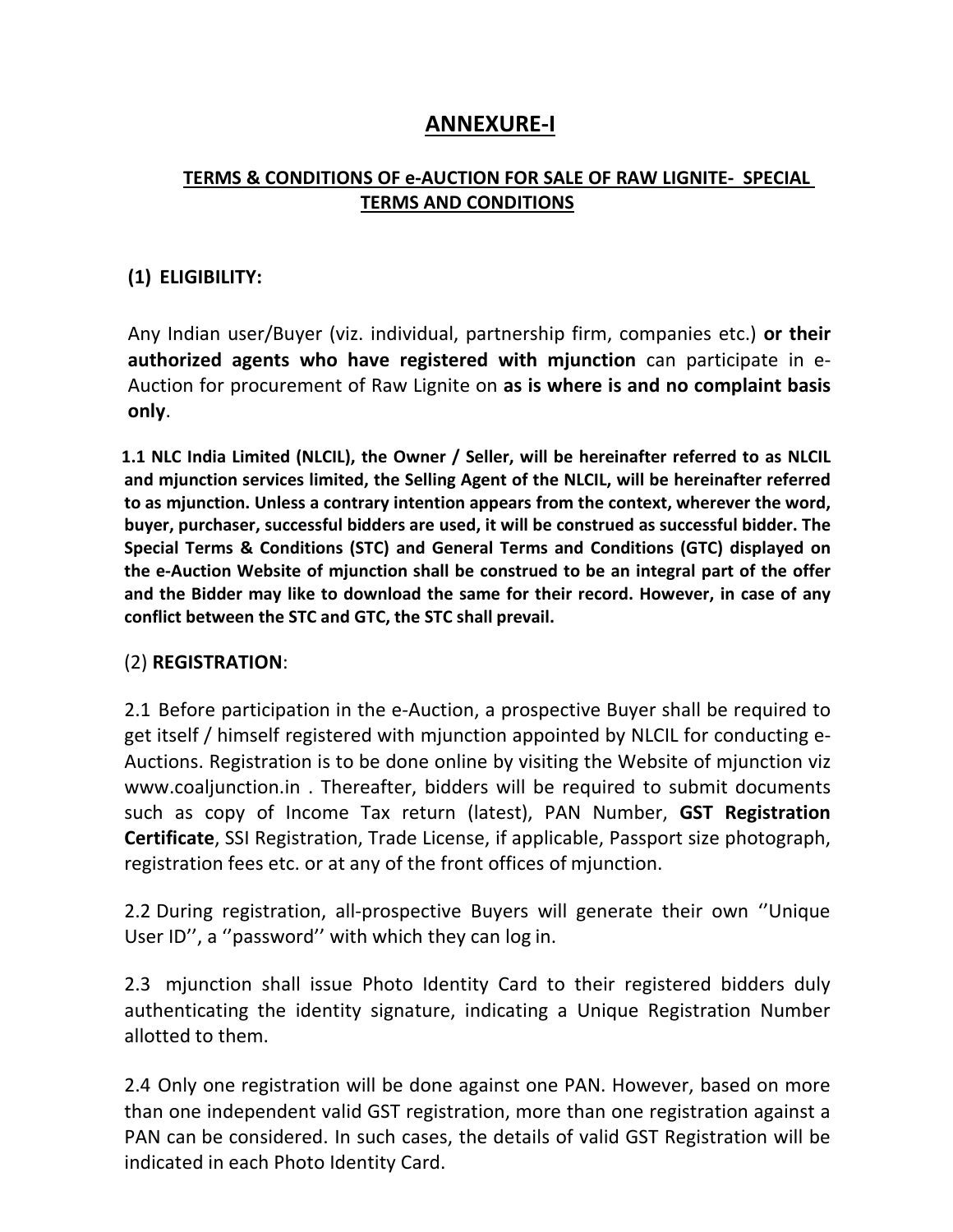# ANNEXURE-I

## TERMS & CONDITIONS OF e-AUCTION FOR SALE OF RAW LIGNITE- SPECIAL TERMS AND CONDITIONS

### (1) ELIGIBILITY:

Any Indian user/Buyer (viz. individual, partnership firm, companies etc.) **or their authorized agents who have registered with mjunction** can participate in e-Auction for procurement of Raw Lignite on **as is where is and no complaint basis only**.

**1.1 NLC India Limited (NLCIL), the Owner / Seller, will be hereinafter referred to as NLCIL and mjunction services limited, the Selling Agent of the NLCIL, will be hereinafter referred to as mjunction. Unless a contrary intention appears from the context, wherever the word, buyer, purchaser, successful bidders are used, it will be construed as successful bidder. The Special Terms & Conditions (STC) and General Terms and Conditions (GTC) displayed on the e-Auction Website of mjunction shall be construed to be an integral part of the offer and the Bidder may like to download the same for their record. However, in case of any conflict between the STC and GTC, the STC shall prevail.**

### (2) REGISTRATION:

2.1 Before participation in the e-Auction, a prospective Buyer shall be required to get itself / himself registered with mjunction appointed by NLCIL for conducting e-Auctions. Registration is to be done online by visiting the Website of mjunction viz www.coaljunction.in . Thereafter, bidders will be required to submit documents such as copy of Income Tax return (latest), PAN Number, **GST Registration Certificate**, SSI Registration, Trade License, if applicable, Passport size photograph, registration fees etc. or at any of the front offices of mjunction.

2.2 During registration, all-prospective Buyers will generate their own ''Unique User ID'', a ''password'' with which they can log in.

2.3 mjunction shall issue Photo Identity Card to their registered bidders duly authenticating the identity signature, indicating a Unique Registration Number allotted to them.

2.4 Only one registration will be done against one PAN. However, based on more than one independent valid GST registration, more than one registration against a PAN can be considered. In such cases, the details of valid GST Registration will be indicated in each Photo Identity Card.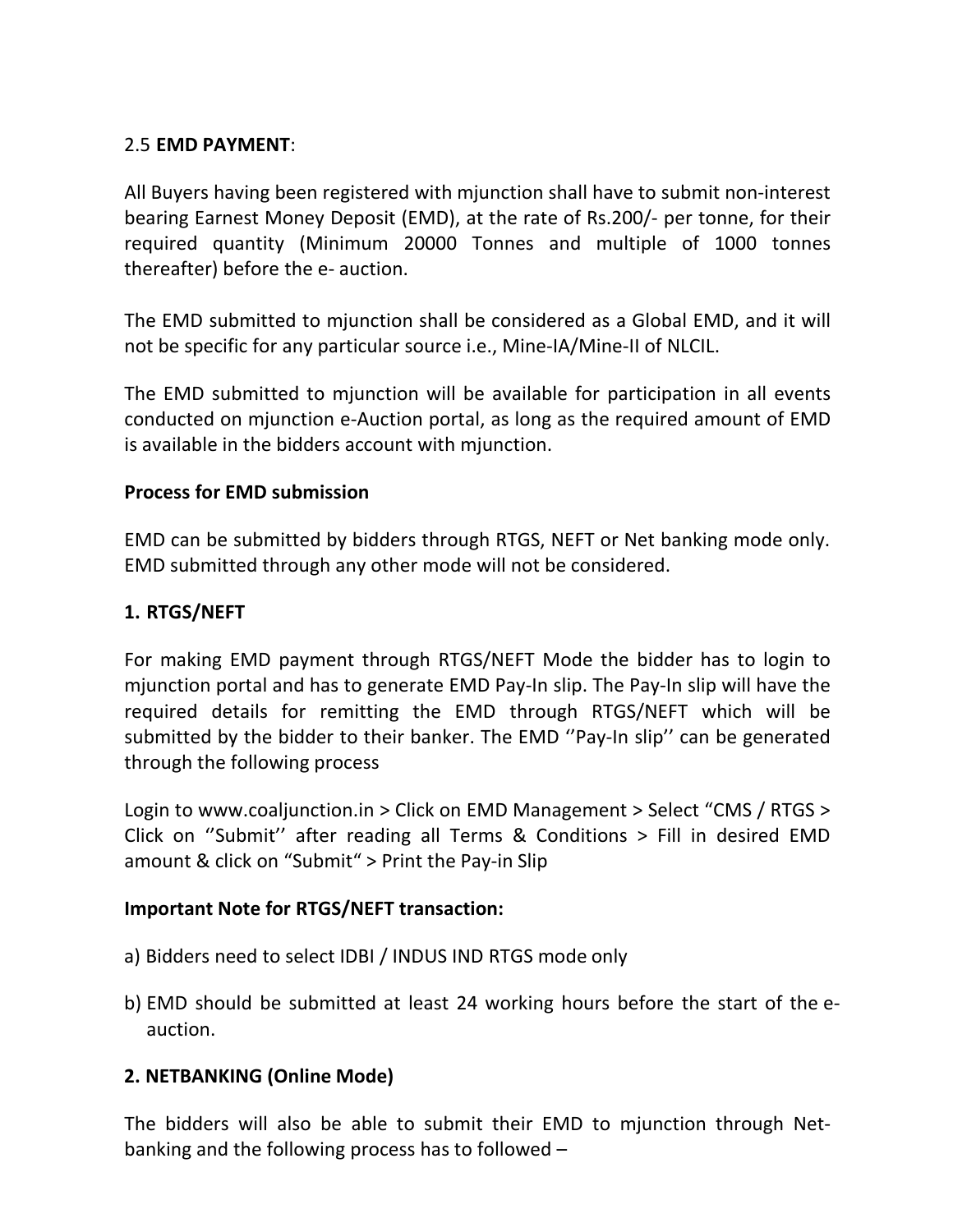2.5 **EMD PAYMENT**:

All Buyers having been registered with mjunction shall have to submit non-interest bearing Earnest Money Deposit (EMD), at the rate of Rs.200/- per tonne, for their required quantity (Minimum 20000 Tonnes and multiple of 1000 tonnes thereafter) before the e- auction.

The EMD submitted to mjunction shall be considered as a Global EMD, and it will not be specific for any particular source i.e., Mine-IA/Mine-II of NLCIL.

The EMD submitted to mjunction will be available for participation in all events conducted on mjunction e-Auction portal, as long as the required amount of EMD is available in the bidders account with mjunction.

**Process for EMD submission**

EMD can be submitted by bidders through RTGS, NEFT or Net banking mode only. EMD submitted through any other mode will not be considered.

**1. RTGS/NEFT**

For making EMD payment through RTGS/NEFT Mode the bidder has to login to mjunction portal and has to generate EMD Pay-In slip. The Pay-In slip will have the required details for remitting the EMD through RTGS/NEFT which will be submitted by the bidder to their banker. The EMD ''Pay-In slip'' can be generated through the following process

Login to www.coaljunction.in > Click on EMD Management > Select "CMS / RTGS > Click on ''Submit'' after reading all Terms & Conditions > Fill in desired EMD amount & click on "Submit" > Print the Pay-in Slip

**Important Note for RTGS/NEFT transaction:**

a) Bidders need to select IDBI / INDUS IND RTGS mode only

b) EMD should be submitted at least 24 working hours before the start of the e-auction.

**2. NETBANKING (Online Mode)**

The bidders will also be able to submit their EMD to mjunction through Net-banking and the following process has to followed –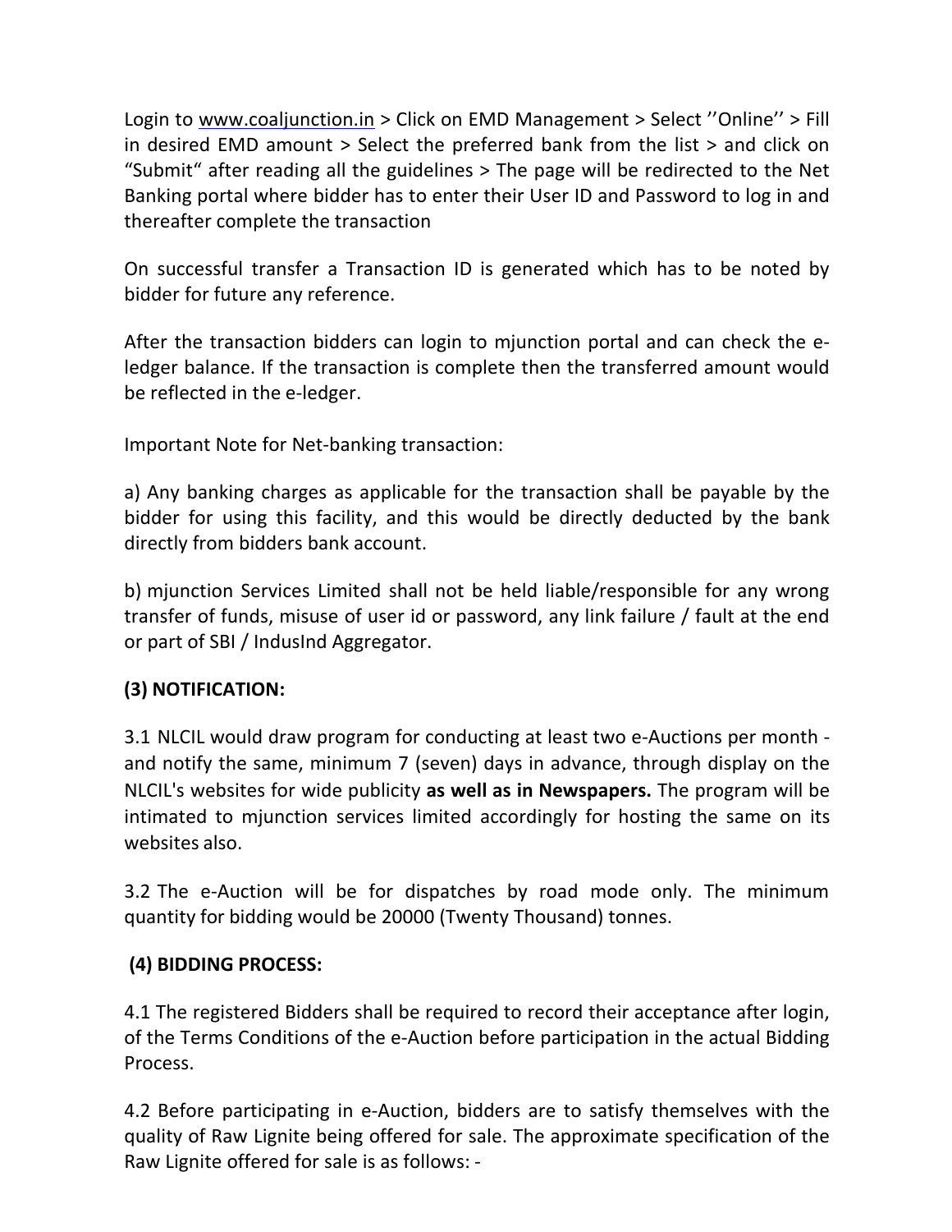Login to www.coaljunction.in > Click on EMD Management > Select ''Online'' > Fill in desired EMD amount > Select the preferred bank from the list > and click on "Submit" after reading all the guidelines > The page will be redirected to the Net Banking portal where bidder has to enter their User ID and Password to log in and thereafter complete the transaction

On successful transfer a Transaction ID is generated which has to be noted by bidder for future any reference.

After the transaction bidders can login to mjunction portal and can check the e-ledger balance. If the transaction is complete then the transferred amount would be reflected in the e-ledger.

Important Note for Net-banking transaction:

a) Any banking charges as applicable for the transaction shall be payable by the bidder for using this facility, and this would be directly deducted by the bank directly from bidders bank account.

b) mjunction Services Limited shall not be held liable/responsible for any wrong transfer of funds, misuse of user id or password, any link failure / fault at the end or part of SBI / IndusInd Aggregator.

**(3) NOTIFICATION:**

3.1 NLCIL would draw program for conducting at least two e-Auctions per month - and notify the same, minimum 7 (seven) days in advance, through display on the NLCIL's websites for wide publicity **as well as in Newspapers.** The program will be intimated to mjunction services limited accordingly for hosting the same on its websites also.

3.2 The e-Auction will be for dispatches by road mode only. The minimum quantity for bidding would be 20000 (Twenty Thousand) tonnes.

**(4) BIDDING PROCESS:**

4.1 The registered Bidders shall be required to record their acceptance after login, of the Terms Conditions of the e-Auction before participation in the actual Bidding Process.

4.2 Before participating in e-Auction, bidders are to satisfy themselves with the quality of Raw Lignite being offered for sale. The approximate specification of the Raw Lignite offered for sale is as follows: -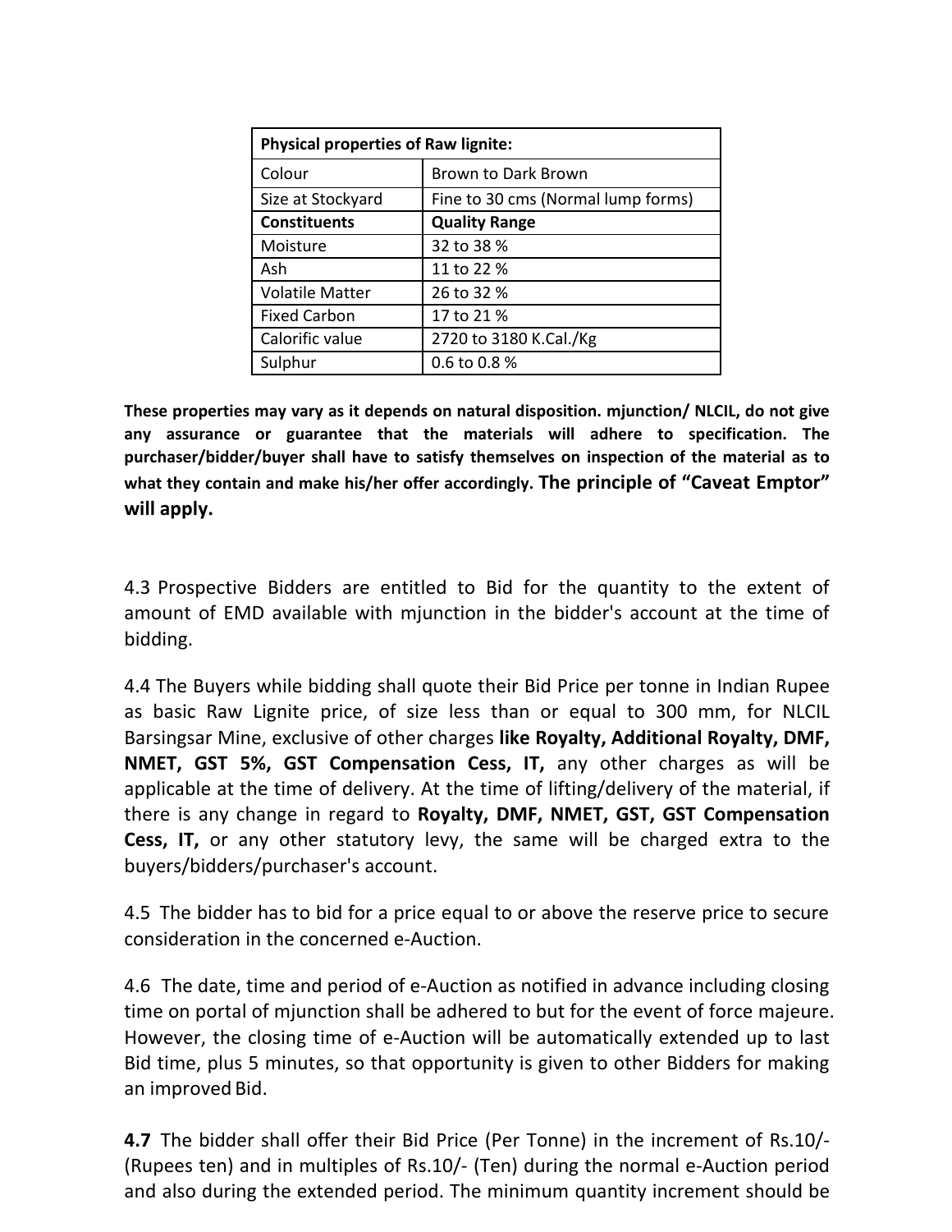| Physical properties of Raw lignite: | |
|---|---|
| Colour | Brown to Dark Brown |
| Size at Stockyard | Fine to 30 cms (Normal lump forms) |
| **Constituents** | **Quality Range** |
| Moisture | 32 to 38 % |
| Ash | 11 to 22 % |
| Volatile Matter | 26 to 32 % |
| Fixed Carbon | 17 to 21 % |
| Calorific value | 2720 to 3180 K.Cal./Kg |
| Sulphur | 0.6 to 0.8 % |

**These properties may vary as it depends on natural disposition. mjunction/ NLCIL, do not give any assurance or guarantee that the materials will adhere to specification. The purchaser/bidder/buyer shall have to satisfy themselves on inspection of the material as to what they contain and make his/her offer accordingly. The principle of "Caveat Emptor" will apply.**

4.3 Prospective Bidders are entitled to Bid for the quantity to the extent of amount of EMD available with mjunction in the bidder's account at the time of bidding.

4.4 The Buyers while bidding shall quote their Bid Price per tonne in Indian Rupee as basic Raw Lignite price, of size less than or equal to 300 mm, for NLCIL Barsingsar Mine, exclusive of other charges **like Royalty, Additional Royalty, DMF, NMET, GST 5%, GST Compensation Cess, IT,** any other charges as will be applicable at the time of delivery. At the time of lifting/delivery of the material, if there is any change in regard to **Royalty, DMF, NMET, GST, GST Compensation Cess, IT,** or any other statutory levy, the same will be charged extra to the buyers/bidders/purchaser's account.

4.5 The bidder has to bid for a price equal to or above the reserve price to secure consideration in the concerned e-Auction.

4.6 The date, time and period of e-Auction as notified in advance including closing time on portal of mjunction shall be adhered to but for the event of force majeure. However, the closing time of e-Auction will be automatically extended up to last Bid time, plus 5 minutes, so that opportunity is given to other Bidders for making an improved Bid.

**4.7** The bidder shall offer their Bid Price (Per Tonne) in the increment of Rs.10/- (Rupees ten) and in multiples of Rs.10/- (Ten) during the normal e-Auction period and also during the extended period. The minimum quantity increment should be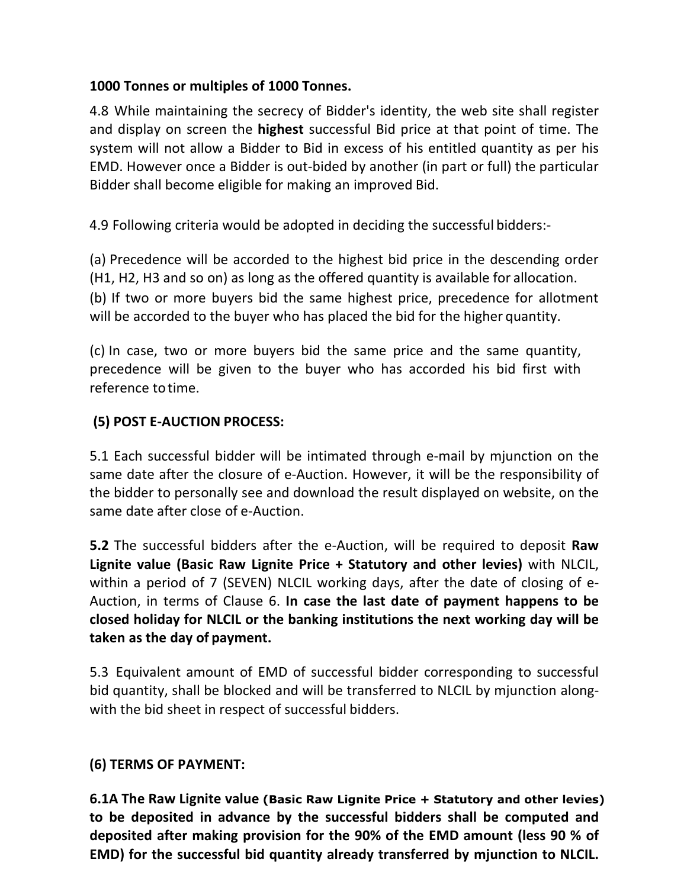**1000 Tonnes or multiples of 1000 Tonnes.**

4.8 While maintaining the secrecy of Bidder's identity, the web site shall register and display on screen the **highest** successful Bid price at that point of time. The system will not allow a Bidder to Bid in excess of his entitled quantity as per his EMD. However once a Bidder is out-bided by another (in part or full) the particular Bidder shall become eligible for making an improved Bid.

4.9 Following criteria would be adopted in deciding the successful bidders:-

(a) Precedence will be accorded to the highest bid price in the descending order (H1, H2, H3 and so on) as long as the offered quantity is available for allocation.
(b) If two or more buyers bid the same highest price, precedence for allotment will be accorded to the buyer who has placed the bid for the higher quantity.

(c) In case, two or more buyers bid the same price and the same quantity, precedence will be given to the buyer who has accorded his bid first with reference to time.

## (5) POST E-AUCTION PROCESS:

5.1 Each successful bidder will be intimated through e-mail by mjunction on the same date after the closure of e-Auction. However, it will be the responsibility of the bidder to personally see and download the result displayed on website, on the same date after close of e-Auction.

**5.2** The successful bidders after the e-Auction, will be required to deposit **Raw Lignite value (Basic Raw Lignite Price + Statutory and other levies)** with NLCIL, within a period of 7 (SEVEN) NLCIL working days, after the date of closing of e-Auction, in terms of Clause 6. **In case the last date of payment happens to be closed holiday for NLCIL or the banking institutions the next working day will be taken as the day of payment.**

5.3 Equivalent amount of EMD of successful bidder corresponding to successful bid quantity, shall be blocked and will be transferred to NLCIL by mjunction along-with the bid sheet in respect of successful bidders.

## (6) TERMS OF PAYMENT:

**6.1A The Raw Lignite value (Basic Raw Lignite Price + Statutory and other levies) to be deposited in advance by the successful bidders shall be computed and deposited after making provision for the 90% of the EMD amount (less 90 % of EMD) for the successful bid quantity already transferred by mjunction to NLCIL.**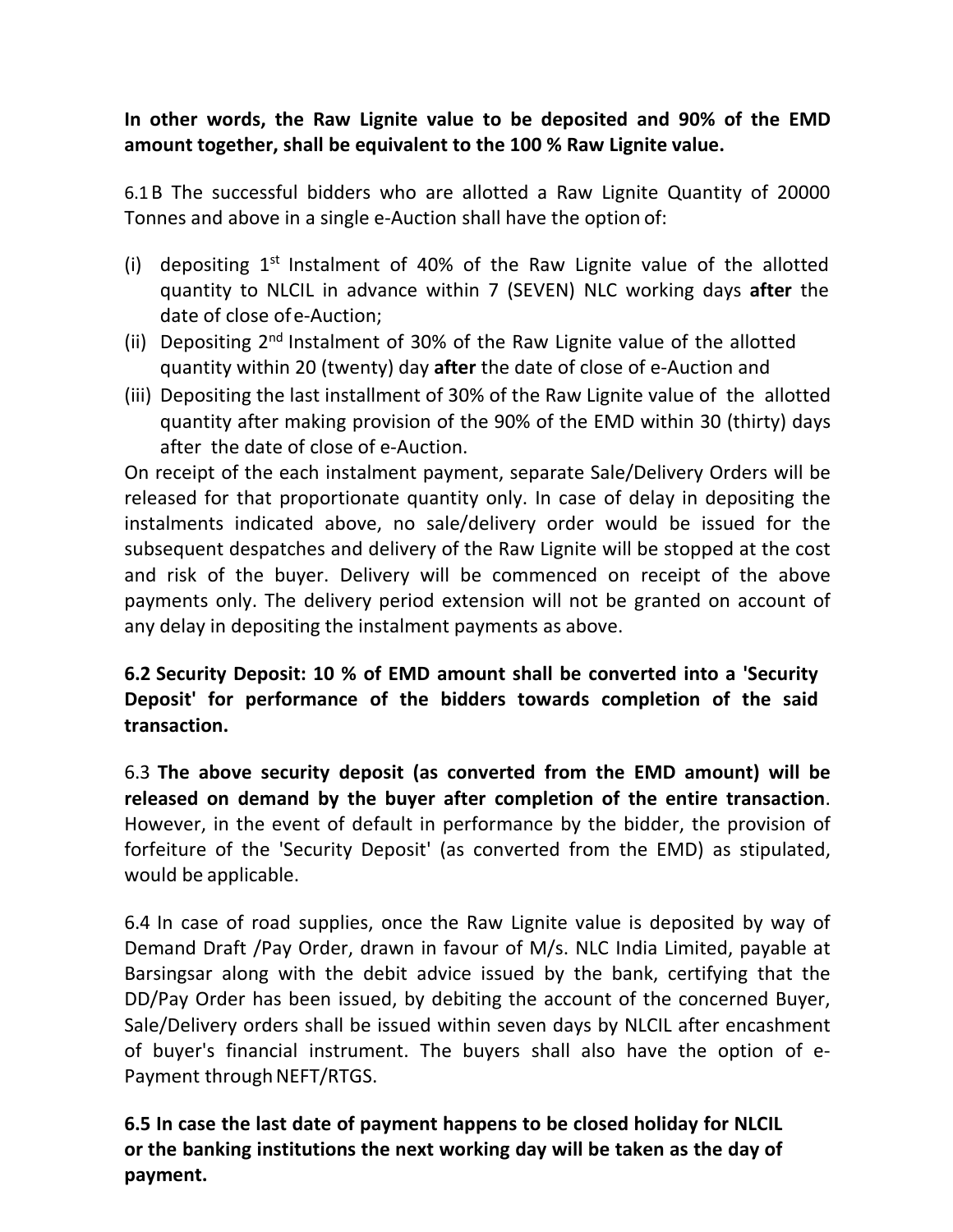**In other words, the Raw Lignite value to be deposited and 90% of the EMD amount together, shall be equivalent to the 100 % Raw Lignite value.**

6.1 B The successful bidders who are allotted a Raw Lignite Quantity of 20000 Tonnes and above in a single e-Auction shall have the option of:

(i) depositing 1st Instalment of 40% of the Raw Lignite value of the allotted quantity to NLCIL in advance within 7 (SEVEN) NLC working days **after** the date of close of e-Auction;
(ii) Depositing 2nd Instalment of 30% of the Raw Lignite value of the allotted quantity within 20 (twenty) day **after** the date of close of e-Auction and
(iii) Depositing the last installment of 30% of the Raw Lignite value of the allotted quantity after making provision of the 90% of the EMD within 30 (thirty) days after the date of close of e-Auction.

On receipt of the each instalment payment, separate Sale/Delivery Orders will be released for that proportionate quantity only. In case of delay in depositing the instalments indicated above, no sale/delivery order would be issued for the subsequent despatches and delivery of the Raw Lignite will be stopped at the cost and risk of the buyer. Delivery will be commenced on receipt of the above payments only. The delivery period extension will not be granted on account of any delay in depositing the instalment payments as above.

**6.2 Security Deposit: 10 % of EMD amount shall be converted into a 'Security Deposit' for performance of the bidders towards completion of the said transaction.**

6.3 **The above security deposit (as converted from the EMD amount) will be released on demand by the buyer after completion of the entire transaction**. However, in the event of default in performance by the bidder, the provision of forfeiture of the 'Security Deposit' (as converted from the EMD) as stipulated, would be applicable.

6.4 In case of road supplies, once the Raw Lignite value is deposited by way of Demand Draft /Pay Order, drawn in favour of M/s. NLC India Limited, payable at Barsingsar along with the debit advice issued by the bank, certifying that the DD/Pay Order has been issued, by debiting the account of the concerned Buyer, Sale/Delivery orders shall be issued within seven days by NLCIL after encashment of buyer's financial instrument. The buyers shall also have the option of e-Payment through NEFT/RTGS.

**6.5 In case the last date of payment happens to be closed holiday for NLCIL or the banking institutions the next working day will be taken as the day of payment.**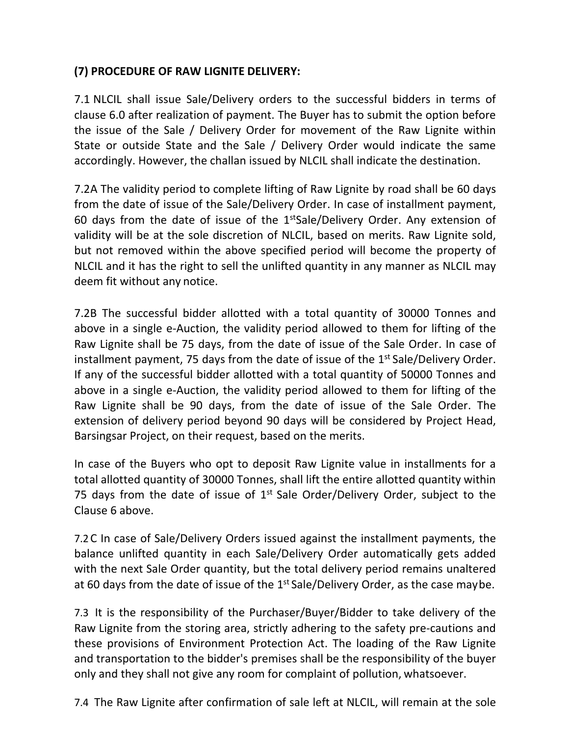**(7) PROCEDURE OF RAW LIGNITE DELIVERY:**

7.1 NLCIL shall issue Sale/Delivery orders to the successful bidders in terms of clause 6.0 after realization of payment. The Buyer has to submit the option before the issue of the Sale / Delivery Order for movement of the Raw Lignite within State or outside State and the Sale / Delivery Order would indicate the same accordingly. However, the challan issued by NLCIL shall indicate the destination.

7.2A The validity period to complete lifting of Raw Lignite by road shall be 60 days from the date of issue of the Sale/Delivery Order. In case of installment payment, 60 days from the date of issue of the 1st Sale/Delivery Order. Any extension of validity will be at the sole discretion of NLCIL, based on merits. Raw Lignite sold, but not removed within the above specified period will become the property of NLCIL and it has the right to sell the unlifted quantity in any manner as NLCIL may deem fit without any notice.

7.2B The successful bidder allotted with a total quantity of 30000 Tonnes and above in a single e-Auction, the validity period allowed to them for lifting of the Raw Lignite shall be 75 days, from the date of issue of the Sale Order. In case of installment payment, 75 days from the date of issue of the 1st Sale/Delivery Order. If any of the successful bidder allotted with a total quantity of 50000 Tonnes and above in a single e-Auction, the validity period allowed to them for lifting of the Raw Lignite shall be 90 days, from the date of issue of the Sale Order. The extension of delivery period beyond 90 days will be considered by Project Head, Barsingsar Project, on their request, based on the merits.

In case of the Buyers who opt to deposit Raw Lignite value in installments for a total allotted quantity of 30000 Tonnes, shall lift the entire allotted quantity within 75 days from the date of issue of 1st Sale Order/Delivery Order, subject to the Clause 6 above.

7.2 C In case of Sale/Delivery Orders issued against the installment payments, the balance unlifted quantity in each Sale/Delivery Order automatically gets added with the next Sale Order quantity, but the total delivery period remains unaltered at 60 days from the date of issue of the 1st Sale/Delivery Order, as the case may be.

7.3 It is the responsibility of the Purchaser/Buyer/Bidder to take delivery of the Raw Lignite from the storing area, strictly adhering to the safety pre-cautions and these provisions of Environment Protection Act. The loading of the Raw Lignite and transportation to the bidder's premises shall be the responsibility of the buyer only and they shall not give any room for complaint of pollution, whatsoever.

7.4 The Raw Lignite after confirmation of sale left at NLCIL, will remain at the sole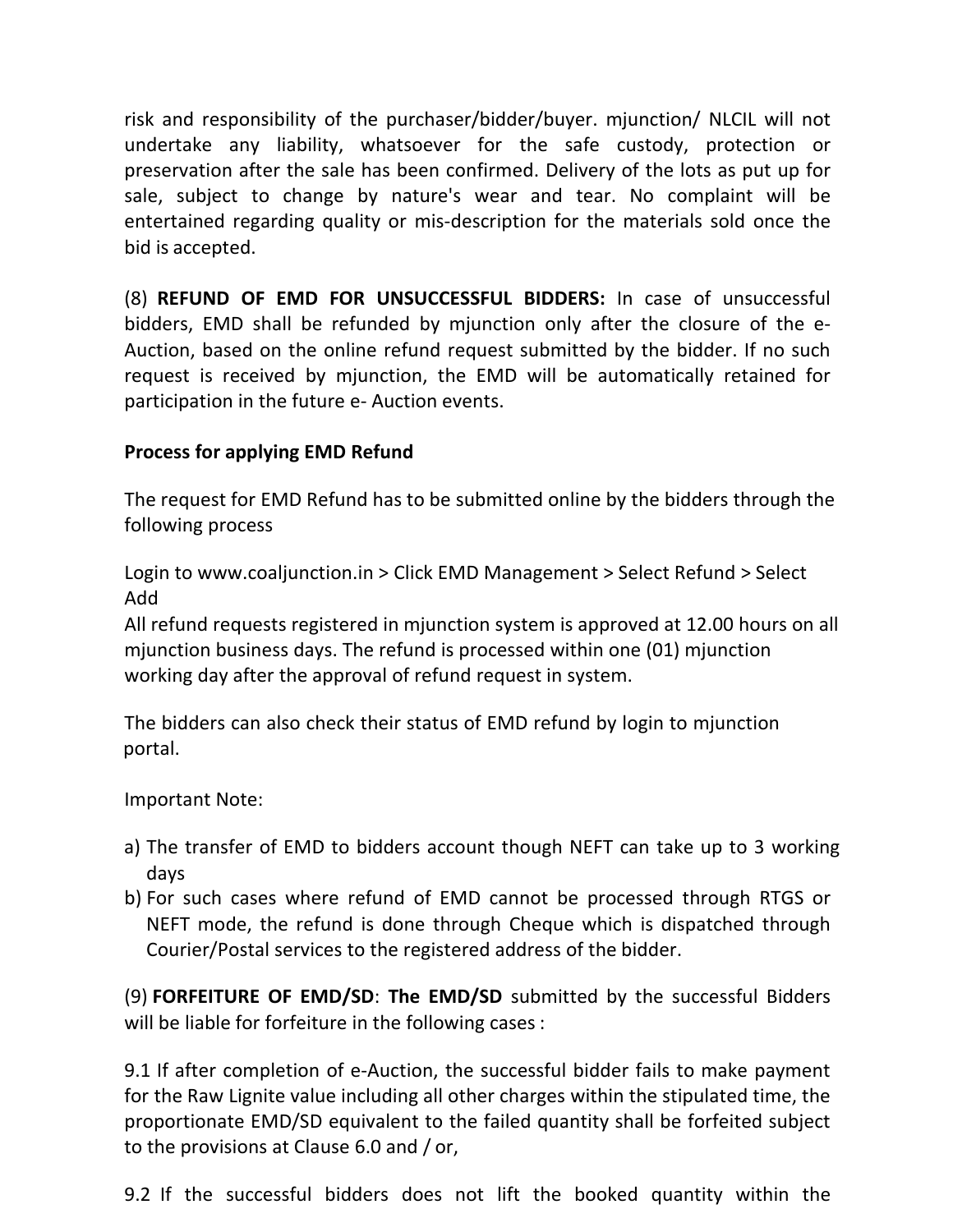risk and responsibility of the purchaser/bidder/buyer. mjunction/ NLCIL will not undertake any liability, whatsoever for the safe custody, protection or preservation after the sale has been confirmed. Delivery of the lots as put up for sale, subject to change by nature's wear and tear. No complaint will be entertained regarding quality or mis-description for the materials sold once the bid is accepted.

(8) **REFUND OF EMD FOR UNSUCCESSFUL BIDDERS:** In case of unsuccessful bidders, EMD shall be refunded by mjunction only after the closure of the e-Auction, based on the online refund request submitted by the bidder. If no such request is received by mjunction, the EMD will be automatically retained for participation in the future e- Auction events.

**Process for applying EMD Refund**

The request for EMD Refund has to be submitted online by the bidders through the following process

Login to www.coaljunction.in > Click EMD Management > Select Refund > Select Add
All refund requests registered in mjunction system is approved at 12.00 hours on all mjunction business days. The refund is processed within one (01) mjunction working day after the approval of refund request in system.

The bidders can also check their status of EMD refund by login to mjunction portal.

Important Note:

a) The transfer of EMD to bidders account though NEFT can take up to 3 working days
b) For such cases where refund of EMD cannot be processed through RTGS or NEFT mode, the refund is done through Cheque which is dispatched through Courier/Postal services to the registered address of the bidder.

(9) **FORFEITURE OF EMD/SD**: **The EMD/SD** submitted by the successful Bidders will be liable for forfeiture in the following cases :

9.1 If after completion of e-Auction, the successful bidder fails to make payment for the Raw Lignite value including all other charges within the stipulated time, the proportionate EMD/SD equivalent to the failed quantity shall be forfeited subject to the provisions at Clause 6.0 and / or,

9.2 If the successful bidders does not lift the booked quantity within the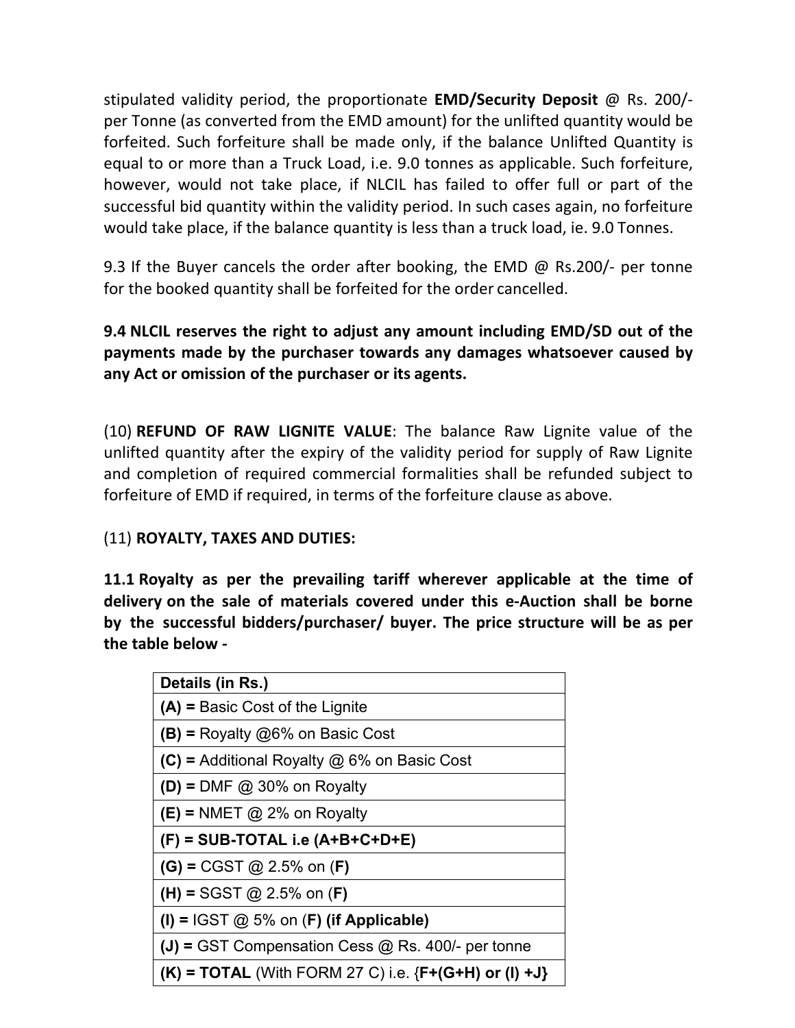stipulated validity period, the proportionate **EMD/Security Deposit** @ Rs. 200/- per Tonne (as converted from the EMD amount) for the unlifted quantity would be forfeited. Such forfeiture shall be made only, if the balance Unlifted Quantity is equal to or more than a Truck Load, i.e. 9.0 tonnes as applicable. Such forfeiture, however, would not take place, if NLCIL has failed to offer full or part of the successful bid quantity within the validity period. In such cases again, no forfeiture would take place, if the balance quantity is less than a truck load, ie. 9.0 Tonnes.

9.3 If the Buyer cancels the order after booking, the EMD @ Rs.200/- per tonne for the booked quantity shall be forfeited for the order cancelled.

**9.4 NLCIL reserves the right to adjust any amount including EMD/SD out of the payments made by the purchaser towards any damages whatsoever caused by any Act or omission of the purchaser or its agents.**

(10) **REFUND OF RAW LIGNITE VALUE**: The balance Raw Lignite value of the unlifted quantity after the expiry of the validity period for supply of Raw Lignite and completion of required commercial formalities shall be refunded subject to forfeiture of EMD if required, in terms of the forfeiture clause as above.

(11) **ROYALTY, TAXES AND DUTIES:**

**11.1 Royalty as per the prevailing tariff wherever applicable at the time of delivery on the sale of materials covered under this e-Auction shall be borne by the successful bidders/purchaser/ buyer. The price structure will be as per the table below -**

| **Details (in Rs.)** |
|---|
| **(A) =** Basic Cost of the Lignite |
| **(B) =** Royalty @6% on Basic Cost |
| **(C) =** Additional Royalty @ 6% on Basic Cost |
| **(D) =** DMF @ 30% on Royalty |
| **(E) =** NMET @ 2% on Royalty |
| **(F) = SUB-TOTAL i.e (A+B+C+D+E)** |
| **(G) =** CGST @ 2.5% on (**F**) |
| **(H) =** SGST @ 2.5% on (**F**) |
| **(I) =** IGST @ 5% on (**F**) **(if Applicable)** |
| **(J) =** GST Compensation Cess @ Rs. 400/- per tonne |
| **(K) = TOTAL** (With FORM 27 C) i.e. {**F+(G+H) or (I) +J}** |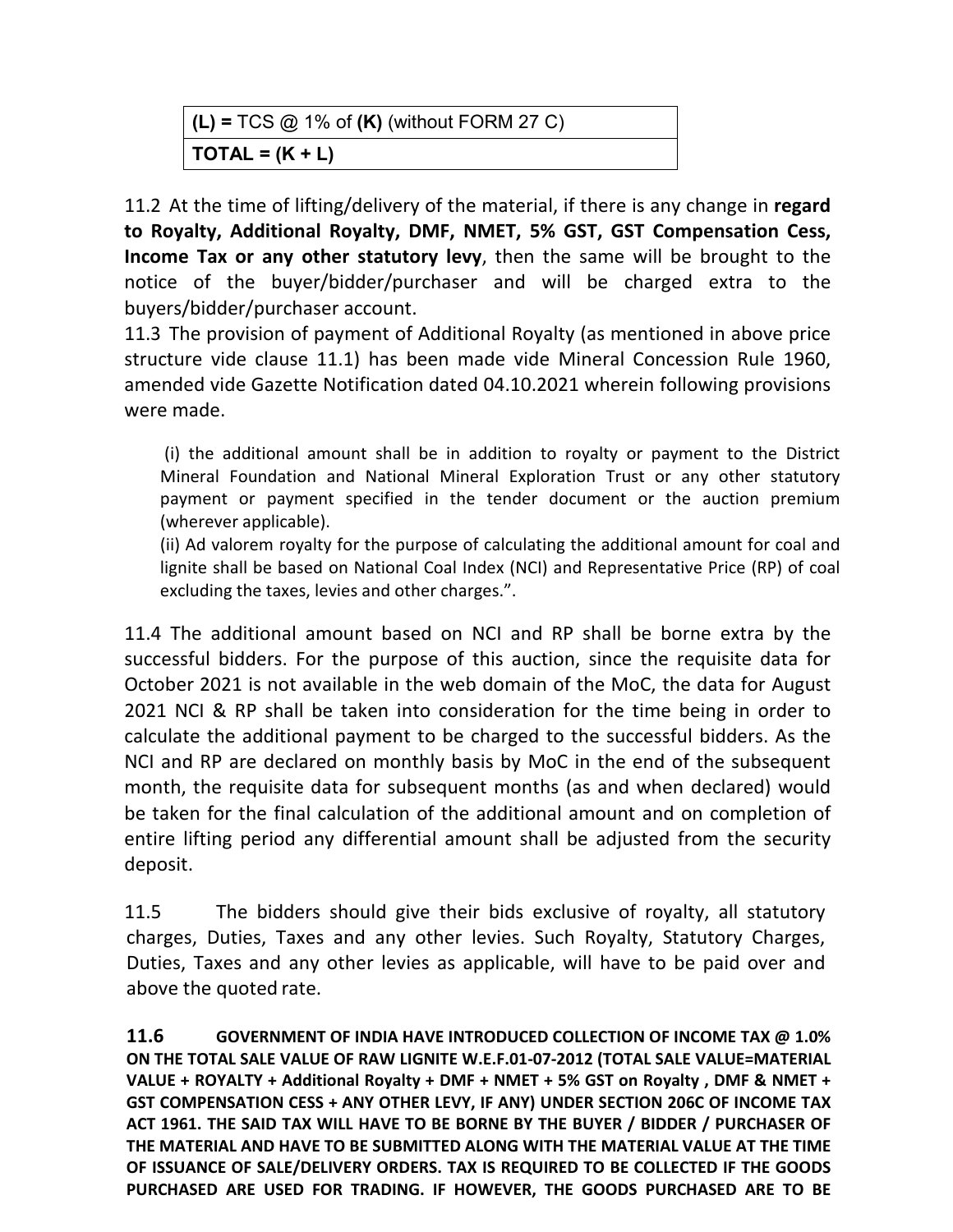| **(L) =** TCS @ 1% of **(K)** (without FORM 27 C) |
|---|
| **TOTAL = (K + L)** |

11.2 At the time of lifting/delivery of the material, if there is any change in **regard to Royalty, Additional Royalty, DMF, NMET, 5% GST, GST Compensation Cess, Income Tax or any other statutory levy**, then the same will be brought to the notice of the buyer/bidder/purchaser and will be charged extra to the buyers/bidder/purchaser account.

11.3 The provision of payment of Additional Royalty (as mentioned in above price structure vide clause 11.1) has been made vide Mineral Concession Rule 1960, amended vide Gazette Notification dated 04.10.2021 wherein following provisions were made.

(i) the additional amount shall be in addition to royalty or payment to the District Mineral Foundation and National Mineral Exploration Trust or any other statutory payment or payment specified in the tender document or the auction premium (wherever applicable).

(ii) Ad valorem royalty for the purpose of calculating the additional amount for coal and lignite shall be based on National Coal Index (NCI) and Representative Price (RP) of coal excluding the taxes, levies and other charges.".

11.4 The additional amount based on NCI and RP shall be borne extra by the successful bidders. For the purpose of this auction, since the requisite data for October 2021 is not available in the web domain of the MoC, the data for August 2021 NCI & RP shall be taken into consideration for the time being in order to calculate the additional payment to be charged to the successful bidders. As the NCI and RP are declared on monthly basis by MoC in the end of the subsequent month, the requisite data for subsequent months (as and when declared) would be taken for the final calculation of the additional amount and on completion of entire lifting period any differential amount shall be adjusted from the security deposit.

11.5 The bidders should give their bids exclusive of royalty, all statutory charges, Duties, Taxes and any other levies. Such Royalty, Statutory Charges, Duties, Taxes and any other levies as applicable, will have to be paid over and above the quoted rate.

**11.6 GOVERNMENT OF INDIA HAVE INTRODUCED COLLECTION OF INCOME TAX @ 1.0% ON THE TOTAL SALE VALUE OF RAW LIGNITE W.E.F.01-07-2012 (TOTAL SALE VALUE=MATERIAL VALUE + ROYALTY + Additional Royalty + DMF + NMET + 5% GST on Royalty , DMF & NMET + GST COMPENSATION CESS + ANY OTHER LEVY, IF ANY) UNDER SECTION 206C OF INCOME TAX ACT 1961. THE SAID TAX WILL HAVE TO BE BORNE BY THE BUYER / BIDDER / PURCHASER OF THE MATERIAL AND HAVE TO BE SUBMITTED ALONG WITH THE MATERIAL VALUE AT THE TIME OF ISSUANCE OF SALE/DELIVERY ORDERS. TAX IS REQUIRED TO BE COLLECTED IF THE GOODS PURCHASED ARE USED FOR TRADING. IF HOWEVER, THE GOODS PURCHASED ARE TO BE**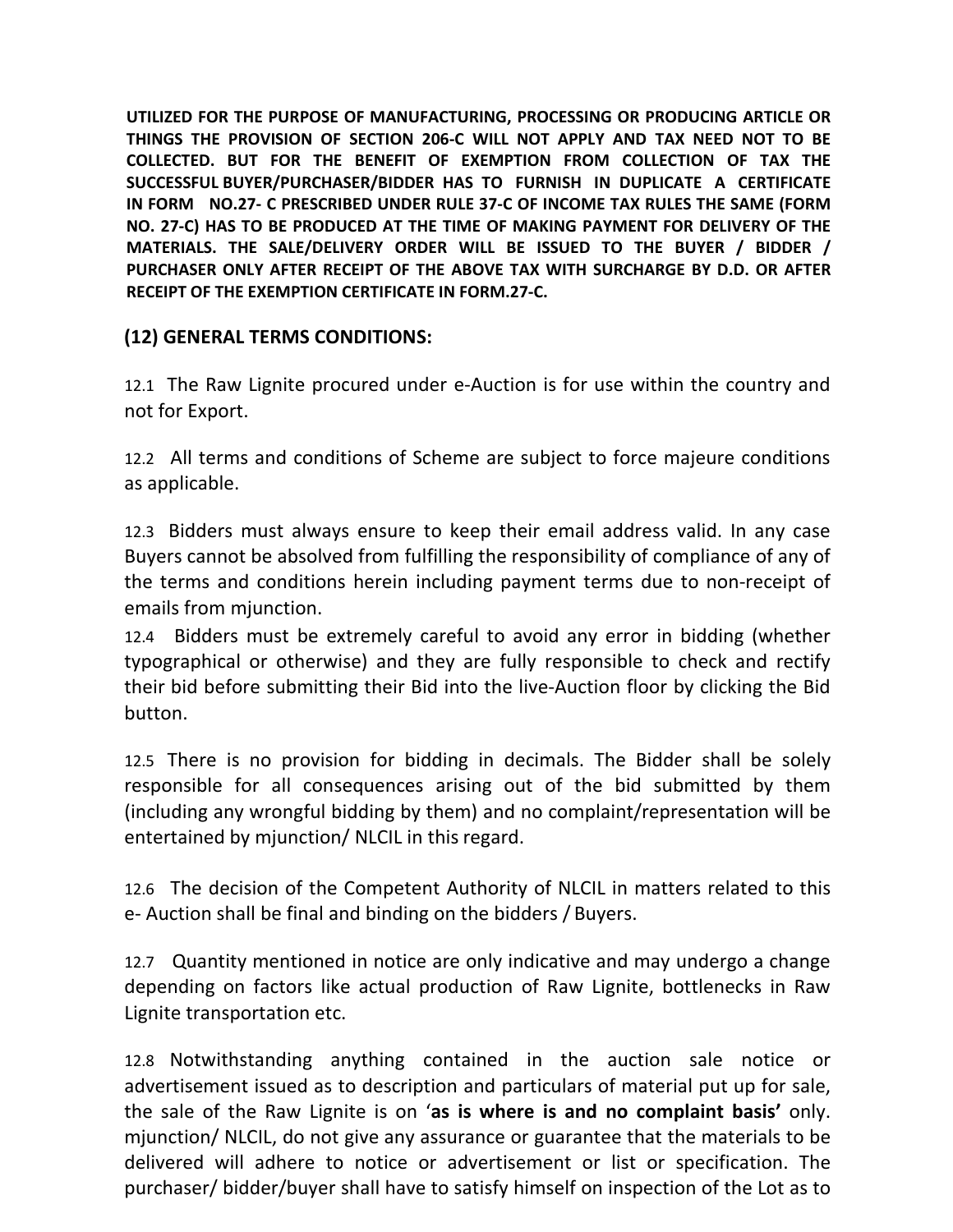**UTILIZED FOR THE PURPOSE OF MANUFACTURING, PROCESSING OR PRODUCING ARTICLE OR THINGS THE PROVISION OF SECTION 206-C WILL NOT APPLY AND TAX NEED NOT TO BE COLLECTED. BUT FOR THE BENEFIT OF EXEMPTION FROM COLLECTION OF TAX THE SUCCESSFUL BUYER/PURCHASER/BIDDER HAS TO FURNISH IN DUPLICATE A CERTIFICATE IN FORM NO.27- C PRESCRIBED UNDER RULE 37-C OF INCOME TAX RULES THE SAME (FORM NO. 27-C) HAS TO BE PRODUCED AT THE TIME OF MAKING PAYMENT FOR DELIVERY OF THE MATERIALS. THE SALE/DELIVERY ORDER WILL BE ISSUED TO THE BUYER / BIDDER / PURCHASER ONLY AFTER RECEIPT OF THE ABOVE TAX WITH SURCHARGE BY D.D. OR AFTER RECEIPT OF THE EXEMPTION CERTIFICATE IN FORM.27-C.**

## (12) GENERAL TERMS CONDITIONS:

12.1 The Raw Lignite procured under e-Auction is for use within the country and not for Export.

12.2 All terms and conditions of Scheme are subject to force majeure conditions as applicable.

12.3 Bidders must always ensure to keep their email address valid. In any case Buyers cannot be absolved from fulfilling the responsibility of compliance of any of the terms and conditions herein including payment terms due to non-receipt of emails from mjunction.

12.4 Bidders must be extremely careful to avoid any error in bidding (whether typographical or otherwise) and they are fully responsible to check and rectify their bid before submitting their Bid into the live-Auction floor by clicking the Bid button.

12.5 There is no provision for bidding in decimals. The Bidder shall be solely responsible for all consequences arising out of the bid submitted by them (including any wrongful bidding by them) and no complaint/representation will be entertained by mjunction/ NLCIL in this regard.

12.6 The decision of the Competent Authority of NLCIL in matters related to this e- Auction shall be final and binding on the bidders / Buyers.

12.7 Quantity mentioned in notice are only indicative and may undergo a change depending on factors like actual production of Raw Lignite, bottlenecks in Raw Lignite transportation etc.

12.8 Notwithstanding anything contained in the auction sale notice or advertisement issued as to description and particulars of material put up for sale, the sale of the Raw Lignite is on '**as is where is and no complaint basis'** only. mjunction/ NLCIL, do not give any assurance or guarantee that the materials to be delivered will adhere to notice or advertisement or list or specification. The purchaser/ bidder/buyer shall have to satisfy himself on inspection of the Lot as to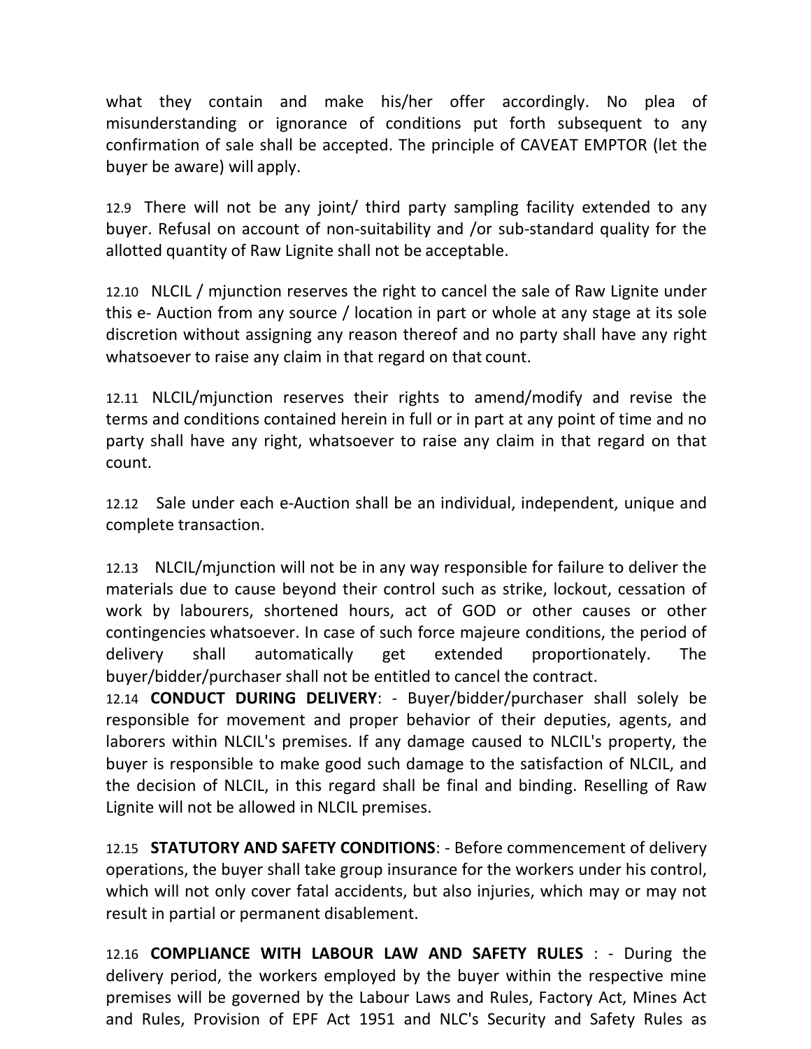what they contain and make his/her offer accordingly. No plea of misunderstanding or ignorance of conditions put forth subsequent to any confirmation of sale shall be accepted. The principle of CAVEAT EMPTOR (let the buyer be aware) will apply.

12.9 There will not be any joint/ third party sampling facility extended to any buyer. Refusal on account of non-suitability and /or sub-standard quality for the allotted quantity of Raw Lignite shall not be acceptable.

12.10 NLCIL / mjunction reserves the right to cancel the sale of Raw Lignite under this e- Auction from any source / location in part or whole at any stage at its sole discretion without assigning any reason thereof and no party shall have any right whatsoever to raise any claim in that regard on that count.

12.11 NLCIL/mjunction reserves their rights to amend/modify and revise the terms and conditions contained herein in full or in part at any point of time and no party shall have any right, whatsoever to raise any claim in that regard on that count.

12.12 Sale under each e-Auction shall be an individual, independent, unique and complete transaction.

12.13 NLCIL/mjunction will not be in any way responsible for failure to deliver the materials due to cause beyond their control such as strike, lockout, cessation of work by labourers, shortened hours, act of GOD or other causes or other contingencies whatsoever. In case of such force majeure conditions, the period of delivery shall automatically get extended proportionately. The buyer/bidder/purchaser shall not be entitled to cancel the contract.

12.14 **CONDUCT DURING DELIVERY**: - Buyer/bidder/purchaser shall solely be responsible for movement and proper behavior of their deputies, agents, and laborers within NLCIL's premises. If any damage caused to NLCIL's property, the buyer is responsible to make good such damage to the satisfaction of NLCIL, and the decision of NLCIL, in this regard shall be final and binding. Reselling of Raw Lignite will not be allowed in NLCIL premises.

12.15 **STATUTORY AND SAFETY CONDITIONS**: - Before commencement of delivery operations, the buyer shall take group insurance for the workers under his control, which will not only cover fatal accidents, but also injuries, which may or may not result in partial or permanent disablement.

12.16 **COMPLIANCE WITH LABOUR LAW AND SAFETY RULES** : - During the delivery period, the workers employed by the buyer within the respective mine premises will be governed by the Labour Laws and Rules, Factory Act, Mines Act and Rules, Provision of EPF Act 1951 and NLC's Security and Safety Rules as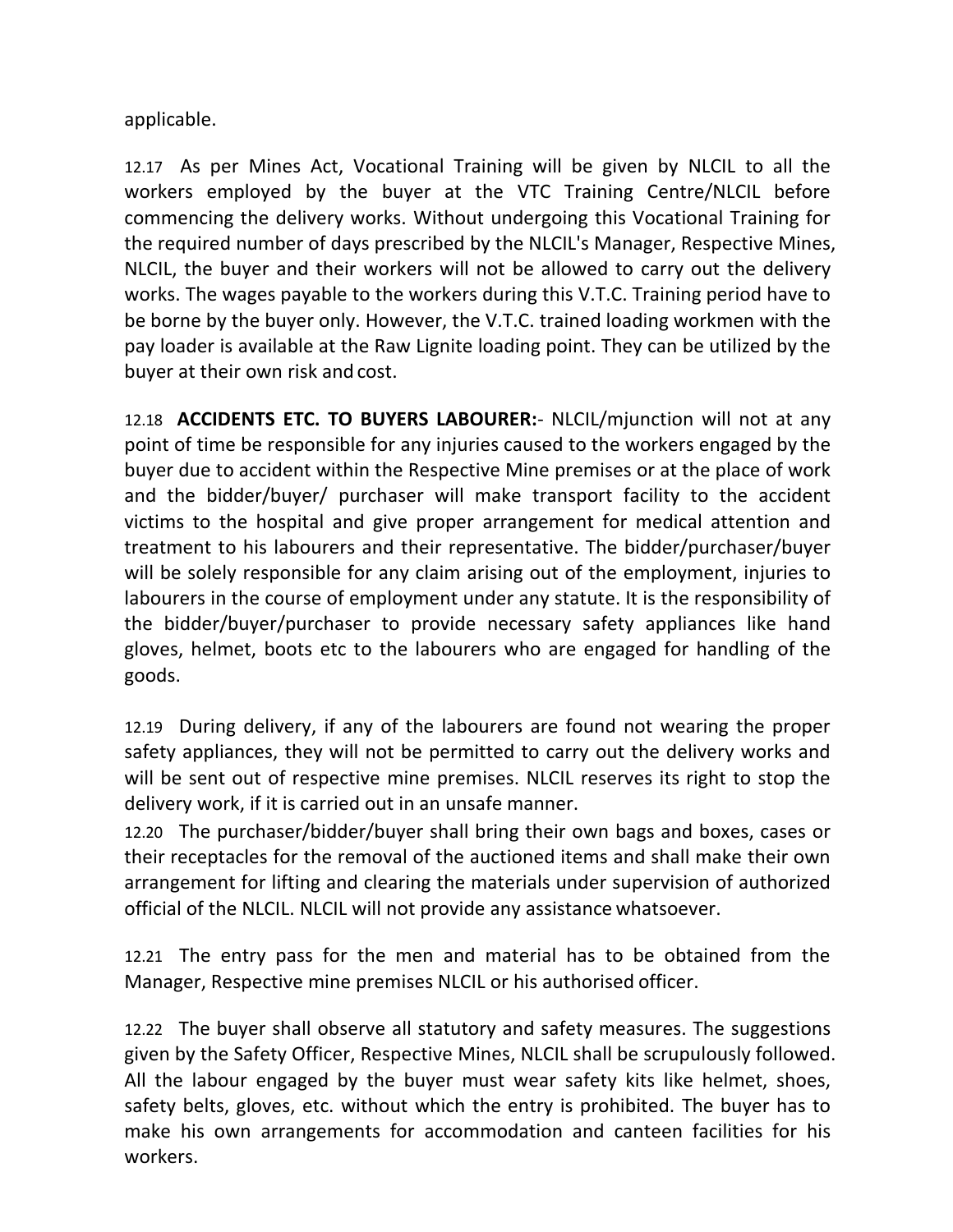applicable.

12.17 As per Mines Act, Vocational Training will be given by NLCIL to all the workers employed by the buyer at the VTC Training Centre/NLCIL before commencing the delivery works. Without undergoing this Vocational Training for the required number of days prescribed by the NLCIL's Manager, Respective Mines, NLCIL, the buyer and their workers will not be allowed to carry out the delivery works. The wages payable to the workers during this V.T.C. Training period have to be borne by the buyer only. However, the V.T.C. trained loading workmen with the pay loader is available at the Raw Lignite loading point. They can be utilized by the buyer at their own risk and cost.

12.18 **ACCIDENTS ETC. TO BUYERS LABOURER:**- NLCIL/mjunction will not at any point of time be responsible for any injuries caused to the workers engaged by the buyer due to accident within the Respective Mine premises or at the place of work and the bidder/buyer/ purchaser will make transport facility to the accident victims to the hospital and give proper arrangement for medical attention and treatment to his labourers and their representative. The bidder/purchaser/buyer will be solely responsible for any claim arising out of the employment, injuries to labourers in the course of employment under any statute. It is the responsibility of the bidder/buyer/purchaser to provide necessary safety appliances like hand gloves, helmet, boots etc to the labourers who are engaged for handling of the goods.

12.19 During delivery, if any of the labourers are found not wearing the proper safety appliances, they will not be permitted to carry out the delivery works and will be sent out of respective mine premises. NLCIL reserves its right to stop the delivery work, if it is carried out in an unsafe manner.

12.20 The purchaser/bidder/buyer shall bring their own bags and boxes, cases or their receptacles for the removal of the auctioned items and shall make their own arrangement for lifting and clearing the materials under supervision of authorized official of the NLCIL. NLCIL will not provide any assistance whatsoever.

12.21 The entry pass for the men and material has to be obtained from the Manager, Respective mine premises NLCIL or his authorised officer.

12.22 The buyer shall observe all statutory and safety measures. The suggestions given by the Safety Officer, Respective Mines, NLCIL shall be scrupulously followed. All the labour engaged by the buyer must wear safety kits like helmet, shoes, safety belts, gloves, etc. without which the entry is prohibited. The buyer has to make his own arrangements for accommodation and canteen facilities for his workers.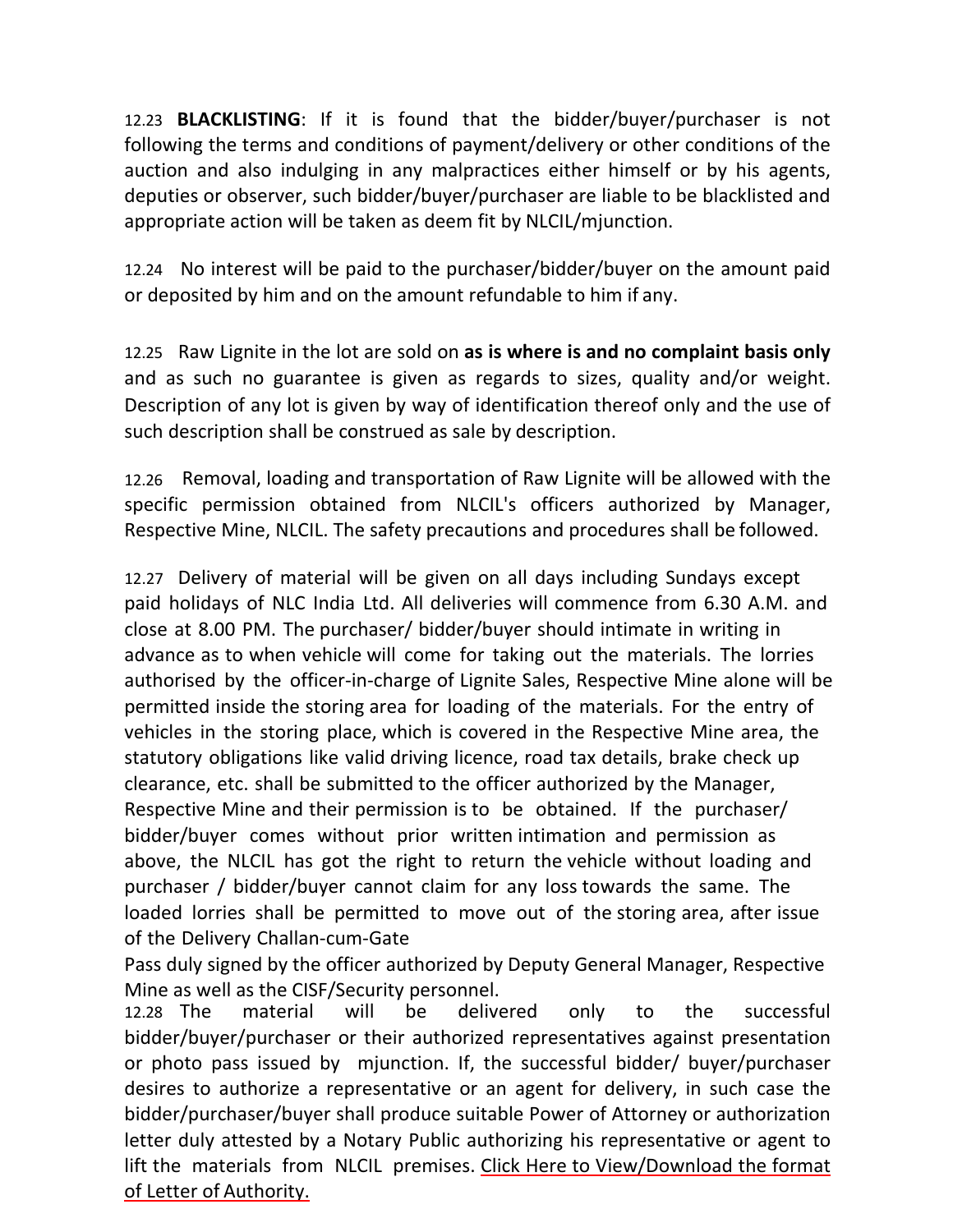12.23 **BLACKLISTING**: If it is found that the bidder/buyer/purchaser is not following the terms and conditions of payment/delivery or other conditions of the auction and also indulging in any malpractices either himself or by his agents, deputies or observer, such bidder/buyer/purchaser are liable to be blacklisted and appropriate action will be taken as deem fit by NLCIL/mjunction.

12.24 No interest will be paid to the purchaser/bidder/buyer on the amount paid or deposited by him and on the amount refundable to him if any.

12.25 Raw Lignite in the lot are sold on **as is where is and no complaint basis only** and as such no guarantee is given as regards to sizes, quality and/or weight. Description of any lot is given by way of identification thereof only and the use of such description shall be construed as sale by description.

12.26 Removal, loading and transportation of Raw Lignite will be allowed with the specific permission obtained from NLCIL's officers authorized by Manager, Respective Mine, NLCIL. The safety precautions and procedures shall be followed.

12.27 Delivery of material will be given on all days including Sundays except paid holidays of NLC India Ltd. All deliveries will commence from 6.30 A.M. and close at 8.00 PM. The purchaser/ bidder/buyer should intimate in writing in advance as to when vehicle will come for taking out the materials. The lorries authorised by the officer-in-charge of Lignite Sales, Respective Mine alone will be permitted inside the storing area for loading of the materials. For the entry of vehicles in the storing place, which is covered in the Respective Mine area, the statutory obligations like valid driving licence, road tax details, brake check up clearance, etc. shall be submitted to the officer authorized by the Manager, Respective Mine and their permission is to be obtained. If the purchaser/ bidder/buyer comes without prior written intimation and permission as above, the NLCIL has got the right to return the vehicle without loading and purchaser / bidder/buyer cannot claim for any loss towards the same. The loaded lorries shall be permitted to move out of the storing area, after issue of the Delivery Challan-cum-Gate Pass duly signed by the officer authorized by Deputy General Manager, Respective Mine as well as the CISF/Security personnel.

12.28 The material will be delivered only to the successful bidder/buyer/purchaser or their authorized representatives against presentation or photo pass issued by mjunction. If, the successful bidder/ buyer/purchaser desires to authorize a representative or an agent for delivery, in such case the bidder/purchaser/buyer shall produce suitable Power of Attorney or authorization letter duly attested by a Notary Public authorizing his representative or agent to lift the materials from NLCIL premises. Click Here to View/Download the format of Letter of Authority.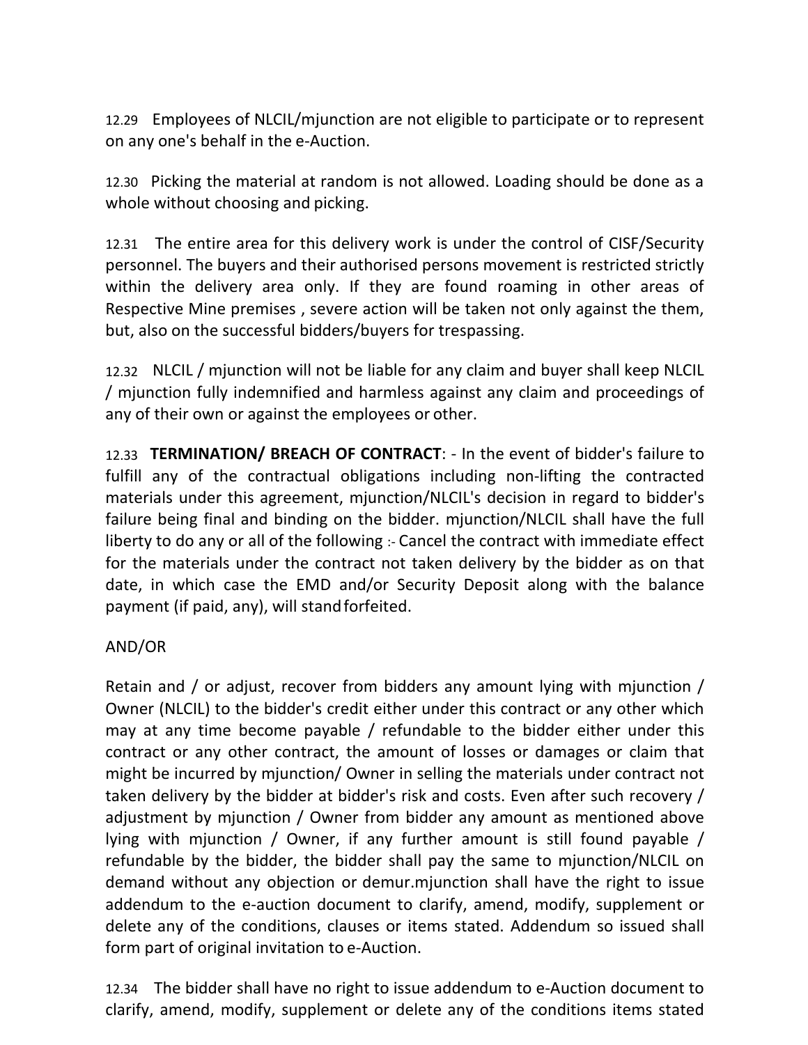12.29 Employees of NLCIL/mjunction are not eligible to participate or to represent on any one's behalf in the e-Auction.

12.30 Picking the material at random is not allowed. Loading should be done as a whole without choosing and picking.

12.31 The entire area for this delivery work is under the control of CISF/Security personnel. The buyers and their authorised persons movement is restricted strictly within the delivery area only. If they are found roaming in other areas of Respective Mine premises , severe action will be taken not only against the them, but, also on the successful bidders/buyers for trespassing.

12.32 NLCIL / mjunction will not be liable for any claim and buyer shall keep NLCIL / mjunction fully indemnified and harmless against any claim and proceedings of any of their own or against the employees or other.

12.33 **TERMINATION/ BREACH OF CONTRACT**: - In the event of bidder's failure to fulfill any of the contractual obligations including non-lifting the contracted materials under this agreement, mjunction/NLCIL's decision in regard to bidder's failure being final and binding on the bidder. mjunction/NLCIL shall have the full liberty to do any or all of the following :- Cancel the contract with immediate effect for the materials under the contract not taken delivery by the bidder as on that date, in which case the EMD and/or Security Deposit along with the balance payment (if paid, any), will stand forfeited.

AND/OR

Retain and / or adjust, recover from bidders any amount lying with mjunction / Owner (NLCIL) to the bidder's credit either under this contract or any other which may at any time become payable / refundable to the bidder either under this contract or any other contract, the amount of losses or damages or claim that might be incurred by mjunction/ Owner in selling the materials under contract not taken delivery by the bidder at bidder's risk and costs. Even after such recovery / adjustment by mjunction / Owner from bidder any amount as mentioned above lying with mjunction / Owner, if any further amount is still found payable / refundable by the bidder, the bidder shall pay the same to mjunction/NLCIL on demand without any objection or demur.mjunction shall have the right to issue addendum to the e-auction document to clarify, amend, modify, supplement or delete any of the conditions, clauses or items stated. Addendum so issued shall form part of original invitation to e-Auction.

12.34 The bidder shall have no right to issue addendum to e-Auction document to clarify, amend, modify, supplement or delete any of the conditions items stated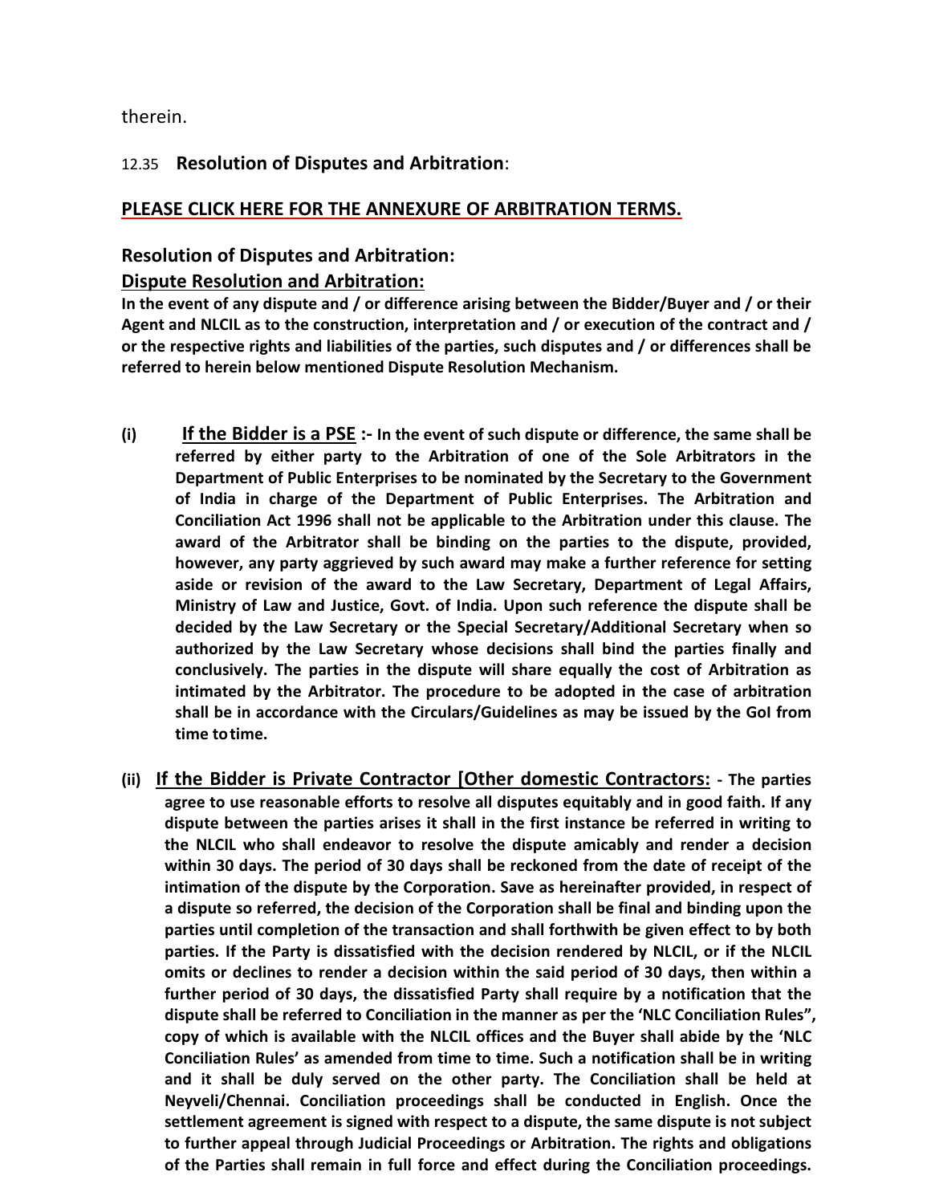therein.

12.35 **Resolution of Disputes and Arbitration**:

**PLEASE CLICK HERE FOR THE ANNEXURE OF ARBITRATION TERMS.**

**Resolution of Disputes and Arbitration:**

**Dispute Resolution and Arbitration:**

**In the event of any dispute and / or difference arising between the Bidder/Buyer and / or their Agent and NLCIL as to the construction, interpretation and / or execution of the contract and / or the respective rights and liabilities of the parties, such disputes and / or differences shall be referred to herein below mentioned Dispute Resolution Mechanism.**

**(i) If the Bidder is a PSE :- In the event of such dispute or difference, the same shall be referred by either party to the Arbitration of one of the Sole Arbitrators in the Department of Public Enterprises to be nominated by the Secretary to the Government of India in charge of the Department of Public Enterprises. The Arbitration and Conciliation Act 1996 shall not be applicable to the Arbitration under this clause. The award of the Arbitrator shall be binding on the parties to the dispute, provided, however, any party aggrieved by such award may make a further reference for setting aside or revision of the award to the Law Secretary, Department of Legal Affairs, Ministry of Law and Justice, Govt. of India. Upon such reference the dispute shall be decided by the Law Secretary or the Special Secretary/Additional Secretary when so authorized by the Law Secretary whose decisions shall bind the parties finally and conclusively. The parties in the dispute will share equally the cost of Arbitration as intimated by the Arbitrator. The procedure to be adopted in the case of arbitration shall be in accordance with the Circulars/Guidelines as may be issued by the GoI from time to time.**

**(ii) If the Bidder is Private Contractor [Other domestic Contractors: - The parties agree to use reasonable efforts to resolve all disputes equitably and in good faith. If any dispute between the parties arises it shall in the first instance be referred in writing to the NLCIL who shall endeavor to resolve the dispute amicably and render a decision within 30 days. The period of 30 days shall be reckoned from the date of receipt of the intimation of the dispute by the Corporation. Save as hereinafter provided, in respect of a dispute so referred, the decision of the Corporation shall be final and binding upon the parties until completion of the transaction and shall forthwith be given effect to by both parties. If the Party is dissatisfied with the decision rendered by NLCIL, or if the NLCIL omits or declines to render a decision within the said period of 30 days, then within a further period of 30 days, the dissatisfied Party shall require by a notification that the dispute shall be referred to Conciliation in the manner as per the 'NLC Conciliation Rules", copy of which is available with the NLCIL offices and the Buyer shall abide by the 'NLC Conciliation Rules' as amended from time to time. Such a notification shall be in writing and it shall be duly served on the other party. The Conciliation shall be held at Neyveli/Chennai. Conciliation proceedings shall be conducted in English. Once the settlement agreement is signed with respect to a dispute, the same dispute is not subject to further appeal through Judicial Proceedings or Arbitration. The rights and obligations of the Parties shall remain in full force and effect during the Conciliation proceedings.**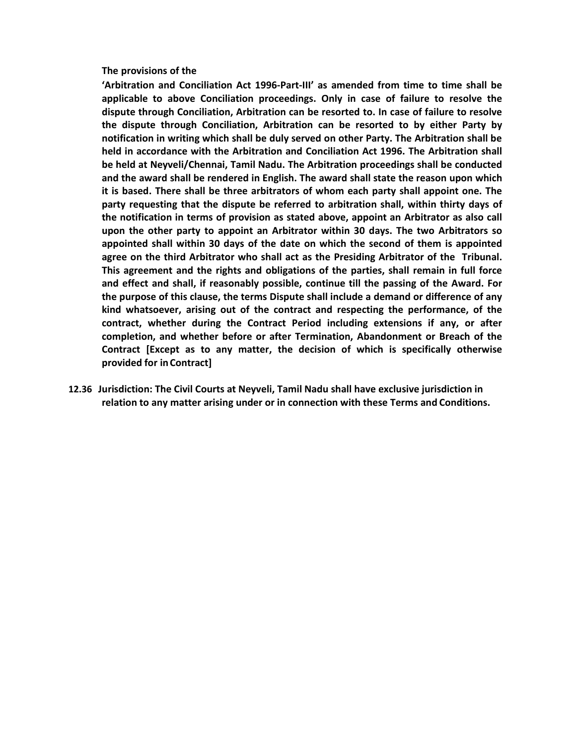**The provisions of the**

**'Arbitration and Conciliation Act 1996-Part-III' as amended from time to time shall be applicable to above Conciliation proceedings. Only in case of failure to resolve the dispute through Conciliation, Arbitration can be resorted to. In case of failure to resolve the dispute through Conciliation, Arbitration can be resorted to by either Party by notification in writing which shall be duly served on other Party. The Arbitration shall be held in accordance with the Arbitration and Conciliation Act 1996. The Arbitration shall be held at Neyveli/Chennai, Tamil Nadu. The Arbitration proceedings shall be conducted and the award shall be rendered in English. The award shall state the reason upon which it is based. There shall be three arbitrators of whom each party shall appoint one. The party requesting that the dispute be referred to arbitration shall, within thirty days of the notification in terms of provision as stated above, appoint an Arbitrator as also call upon the other party to appoint an Arbitrator within 30 days. The two Arbitrators so appointed shall within 30 days of the date on which the second of them is appointed agree on the third Arbitrator who shall act as the Presiding Arbitrator of the Tribunal. This agreement and the rights and obligations of the parties, shall remain in full force and effect and shall, if reasonably possible, continue till the passing of the Award. For the purpose of this clause, the terms Dispute shall include a demand or difference of any kind whatsoever, arising out of the contract and respecting the performance, of the contract, whether during the Contract Period including extensions if any, or after completion, and whether before or after Termination, Abandonment or Breach of the Contract [Except as to any matter, the decision of which is specifically otherwise provided for in Contract]**

**12.36 Jurisdiction: The Civil Courts at Neyveli, Tamil Nadu shall have exclusive jurisdiction in relation to any matter arising under or in connection with these Terms and Conditions.**